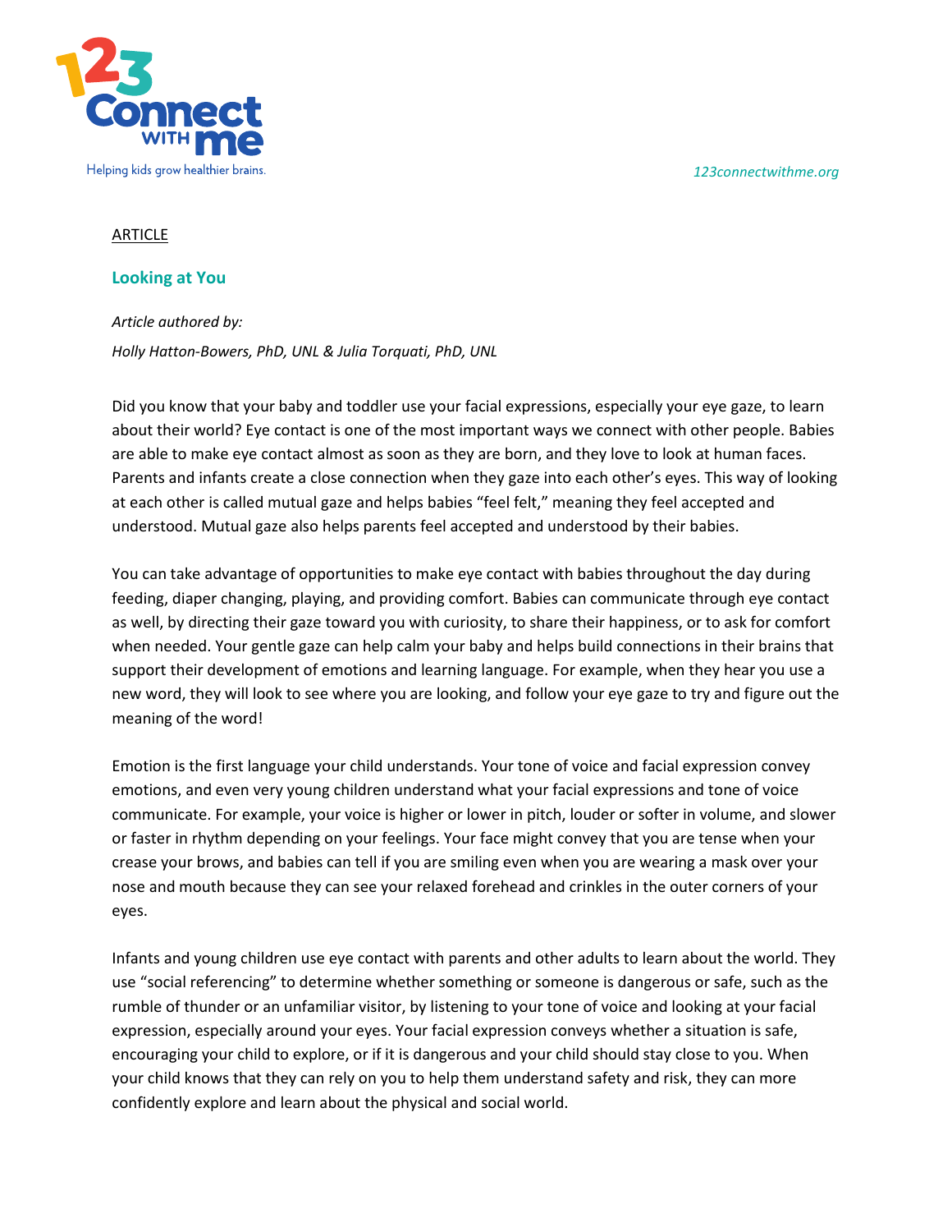123 Connect with me

Helping kids grow healthier brains.

*123connectwithme.org*

ARTICLE

## Looking at You

*Article authored by:*

*Holly Hatton-Bowers, PhD, UNL & Julia Torquati, PhD, UNL*

Did you know that your baby and toddler use your facial expressions, especially your eye gaze, to learn about their world? Eye contact is one of the most important ways we connect with other people. Babies are able to make eye contact almost as soon as they are born, and they love to look at human faces. Parents and infants create a close connection when they gaze into each other's eyes. This way of looking at each other is called mutual gaze and helps babies "feel felt," meaning they feel accepted and understood. Mutual gaze also helps parents feel accepted and understood by their babies.

You can take advantage of opportunities to make eye contact with babies throughout the day during feeding, diaper changing, playing, and providing comfort. Babies can communicate through eye contact as well, by directing their gaze toward you with curiosity, to share their happiness, or to ask for comfort when needed. Your gentle gaze can help calm your baby and helps build connections in their brains that support their development of emotions and learning language. For example, when they hear you use a new word, they will look to see where you are looking, and follow your eye gaze to try and figure out the meaning of the word!

Emotion is the first language your child understands. Your tone of voice and facial expression convey emotions, and even very young children understand what your facial expressions and tone of voice communicate. For example, your voice is higher or lower in pitch, louder or softer in volume, and slower or faster in rhythm depending on your feelings. Your face might convey that you are tense when your crease your brows, and babies can tell if you are smiling even when you are wearing a mask over your nose and mouth because they can see your relaxed forehead and crinkles in the outer corners of your eyes.

Infants and young children use eye contact with parents and other adults to learn about the world. They use "social referencing" to determine whether something or someone is dangerous or safe, such as the rumble of thunder or an unfamiliar visitor, by listening to your tone of voice and looking at your facial expression, especially around your eyes. Your facial expression conveys whether a situation is safe, encouraging your child to explore, or if it is dangerous and your child should stay close to you. When your child knows that they can rely on you to help them understand safety and risk, they can more confidently explore and learn about the physical and social world.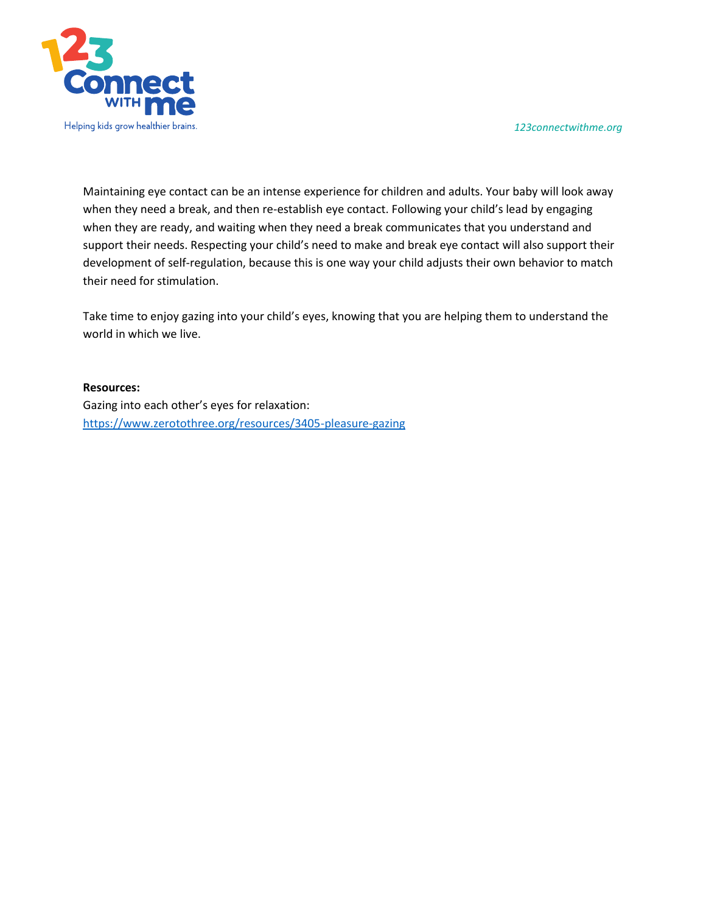Maintaining eye contact can be an intense experience for children and adults. Your baby will look away when they need a break, and then re-establish eye contact. Following your child's lead by engaging when they are ready, and waiting when they need a break communicates that you understand and support their needs. Respecting your child's need to make and break eye contact will also support their development of self-regulation, because this is one way your child adjusts their own behavior to match their need for stimulation.

Take time to enjoy gazing into your child's eyes, knowing that you are helping them to understand the world in which we live.

**Resources:**
Gazing into each other's eyes for relaxation:
[https://www.zerotothree.org/resources/3405-pleasure-gazing](https://www.zerotothree.org/resources/3405-pleasure-gazing)